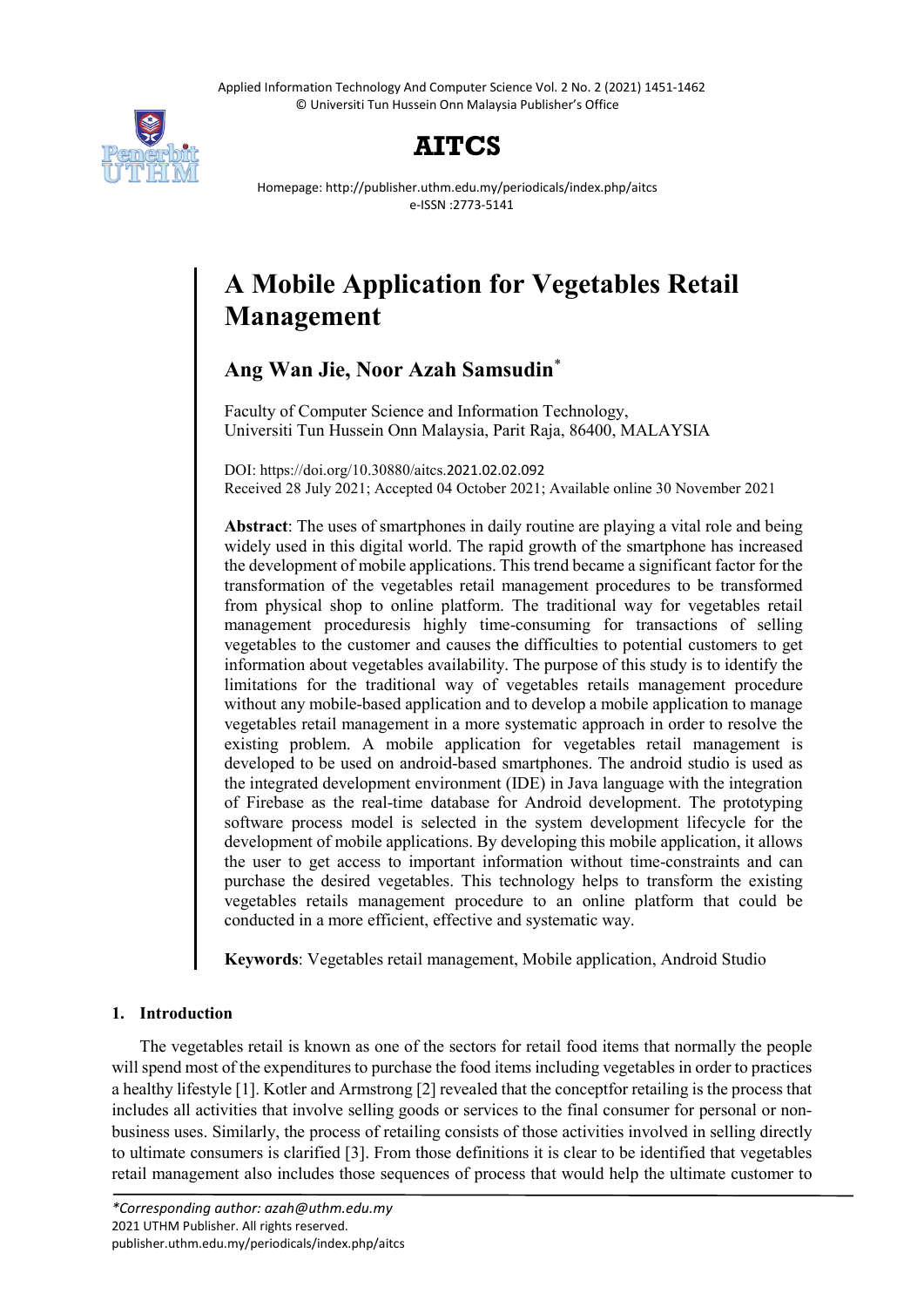# A Mobile Application for Vegetables Retail Management

**Ang Wan Jie, Noor Azah Samsudin***

Faculty of Computer Science and Information Technology,
Universiti Tun Hussein Onn Malaysia, Parit Raja, 86400, MALAYSIA

DOI: https://doi.org/10.30880/aitcs.2021.02.02.092
Received 28 July 2021; Accepted 04 October 2021; Available online 30 November 2021

**Abstract**: The uses of smartphones in daily routine are playing a vital role and being widely used in this digital world. The rapid growth of the smartphone has increased the development of mobile applications. This trend became a significant factor for the transformation of the vegetables retail management procedures to be transformed from physical shop to online platform. The traditional way for vegetables retail management proceduresis highly time-consuming for transactions of selling vegetables to the customer and causes the difficulties to potential customers to get information about vegetables availability. The purpose of this study is to identify the limitations for the traditional way of vegetables retails management procedure without any mobile-based application and to develop a mobile application to manage vegetables retail management in a more systematic approach in order to resolve the existing problem. A mobile application for vegetables retail management is developed to be used on android-based smartphones. The android studio is used as the integrated development environment (IDE) in Java language with the integration of Firebase as the real-time database for Android development. The prototyping software process model is selected in the system development lifecycle for the development of mobile applications. By developing this mobile application, it allows the user to get access to important information without time-constraints and can purchase the desired vegetables. This technology helps to transform the existing vegetables retails management procedure to an online platform that could be conducted in a more efficient, effective and systematic way.

**Keywords**: Vegetables retail management, Mobile application, Android Studio

## 1. Introduction

The vegetables retail is known as one of the sectors for retail food items that normally the people will spend most of the expenditures to purchase the food items including vegetables in order to practices a healthy lifestyle [1]. Kotler and Armstrong [2] revealed that the conceptfor retailing is the process that includes all activities that involve selling goods or services to the final consumer for personal or non-business uses. Similarly, the process of retailing consists of those activities involved in selling directly to ultimate consumers is clarified [3]. From those definitions it is clear to be identified that vegetables retail management also includes those sequences of process that would help the ultimate customer to

*\*Corresponding author: azah@uthm.edu.my*
2021 UTHM Publisher. All rights reserved.
publisher.uthm.edu.my/periodicals/index.php/aitcs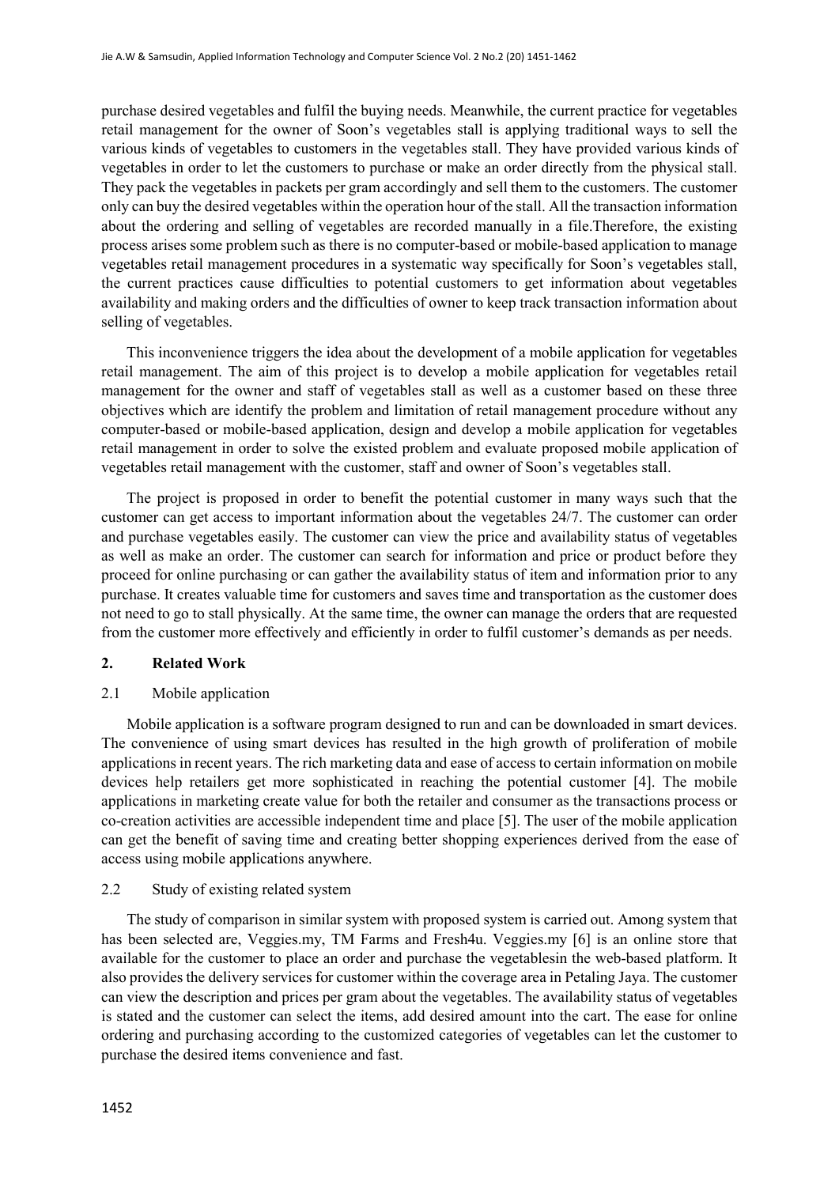purchase desired vegetables and fulfil the buying needs. Meanwhile, the current practice for vegetables retail management for the owner of Soon's vegetables stall is applying traditional ways to sell the various kinds of vegetables to customers in the vegetables stall. They have provided various kinds of vegetables in order to let the customers to purchase or make an order directly from the physical stall. They pack the vegetables in packets per gram accordingly and sell them to the customers. The customer only can buy the desired vegetables within the operation hour of the stall. All the transaction information about the ordering and selling of vegetables are recorded manually in a file.Therefore, the existing process arises some problem such as there is no computer-based or mobile-based application to manage vegetables retail management procedures in a systematic way specifically for Soon's vegetables stall, the current practices cause difficulties to potential customers to get information about vegetables availability and making orders and the difficulties of owner to keep track transaction information about selling of vegetables.

This inconvenience triggers the idea about the development of a mobile application for vegetables retail management. The aim of this project is to develop a mobile application for vegetables retail management for the owner and staff of vegetables stall as well as a customer based on these three objectives which are identify the problem and limitation of retail management procedure without any computer-based or mobile-based application, design and develop a mobile application for vegetables retail management in order to solve the existed problem and evaluate proposed mobile application of vegetables retail management with the customer, staff and owner of Soon's vegetables stall.

The project is proposed in order to benefit the potential customer in many ways such that the customer can get access to important information about the vegetables 24/7. The customer can order and purchase vegetables easily. The customer can view the price and availability status of vegetables as well as make an order. The customer can search for information and price or product before they proceed for online purchasing or can gather the availability status of item and information prior to any purchase. It creates valuable time for customers and saves time and transportation as the customer does not need to go to stall physically. At the same time, the owner can manage the orders that are requested from the customer more effectively and efficiently in order to fulfil customer's demands as per needs.

## 2. Related Work

### 2.1 Mobile application

Mobile application is a software program designed to run and can be downloaded in smart devices. The convenience of using smart devices has resulted in the high growth of proliferation of mobile applications in recent years. The rich marketing data and ease of access to certain information on mobile devices help retailers get more sophisticated in reaching the potential customer [4]. The mobile applications in marketing create value for both the retailer and consumer as the transactions process or co-creation activities are accessible independent time and place [5]. The user of the mobile application can get the benefit of saving time and creating better shopping experiences derived from the ease of access using mobile applications anywhere.

### 2.2 Study of existing related system

The study of comparison in similar system with proposed system is carried out. Among system that has been selected are, Veggies.my, TM Farms and Fresh4u. Veggies.my [6] is an online store that available for the customer to place an order and purchase the vegetablesin the web-based platform. It also provides the delivery services for customer within the coverage area in Petaling Jaya. The customer can view the description and prices per gram about the vegetables. The availability status of vegetables is stated and the customer can select the items, add desired amount into the cart. The ease for online ordering and purchasing according to the customized categories of vegetables can let the customer to purchase the desired items convenience and fast.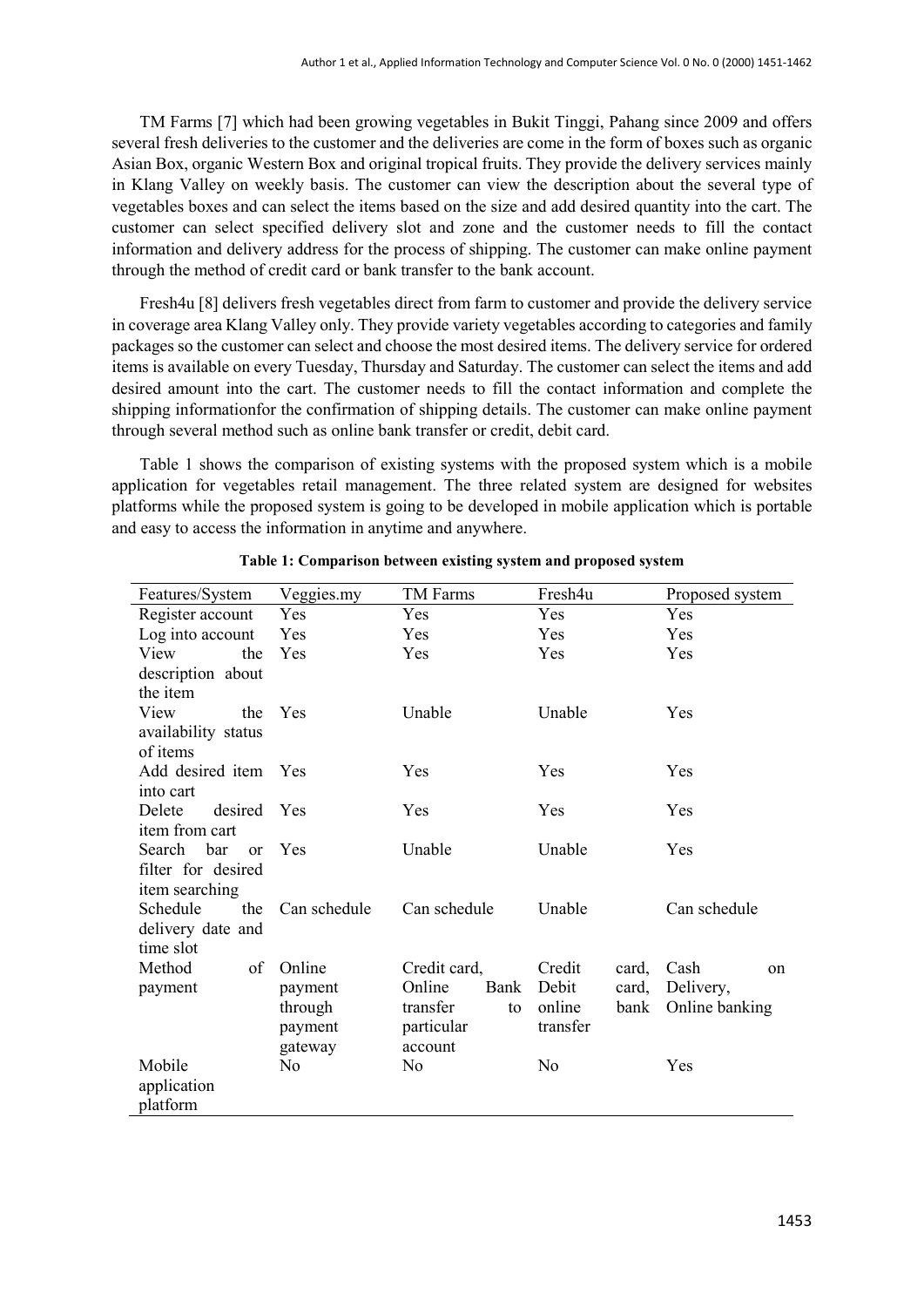TM Farms [7] which had been growing vegetables in Bukit Tinggi, Pahang since 2009 and offers several fresh deliveries to the customer and the deliveries are come in the form of boxes such as organic Asian Box, organic Western Box and original tropical fruits. They provide the delivery services mainly in Klang Valley on weekly basis. The customer can view the description about the several type of vegetables boxes and can select the items based on the size and add desired quantity into the cart. The customer can select specified delivery slot and zone and the customer needs to fill the contact information and delivery address for the process of shipping. The customer can make online payment through the method of credit card or bank transfer to the bank account.

Fresh4u [8] delivers fresh vegetables direct from farm to customer and provide the delivery service in coverage area Klang Valley only. They provide variety vegetables according to categories and family packages so the customer can select and choose the most desired items. The delivery service for ordered items is available on every Tuesday, Thursday and Saturday. The customer can select the items and add desired amount into the cart. The customer needs to fill the contact information and complete the shipping informationfor the confirmation of shipping details. The customer can make online payment through several method such as online bank transfer or credit, debit card.

Table 1 shows the comparison of existing systems with the proposed system which is a mobile application for vegetables retail management. The three related system are designed for websites platforms while the proposed system is going to be developed in mobile application which is portable and easy to access the information in anytime and anywhere.

**Table 1: Comparison between existing system and proposed system**

| Features/System | Veggies.my | TM Farms | Fresh4u | Proposed system |
|---|---|---|---|---|
| Register account | Yes | Yes | Yes | Yes |
| Log into account | Yes | Yes | Yes | Yes |
| View the description about the item | Yes | Yes | Yes | Yes |
| View the availability status of items | Yes | Unable | Unable | Yes |
| Add desired item into cart | Yes | Yes | Yes | Yes |
| Delete desired item from cart | Yes | Yes | Yes | Yes |
| Search bar or filter for desired item searching | Yes | Unable | Unable | Yes |
| Schedule the delivery date and time slot | Can schedule | Can schedule | Unable | Can schedule |
| Method of payment | Online payment through payment gateway | Credit card, Online Bank transfer to particular account | Credit card, Debit card, online bank transfer | Cash on Delivery, Online banking |
| Mobile application platform | No | No | No | Yes |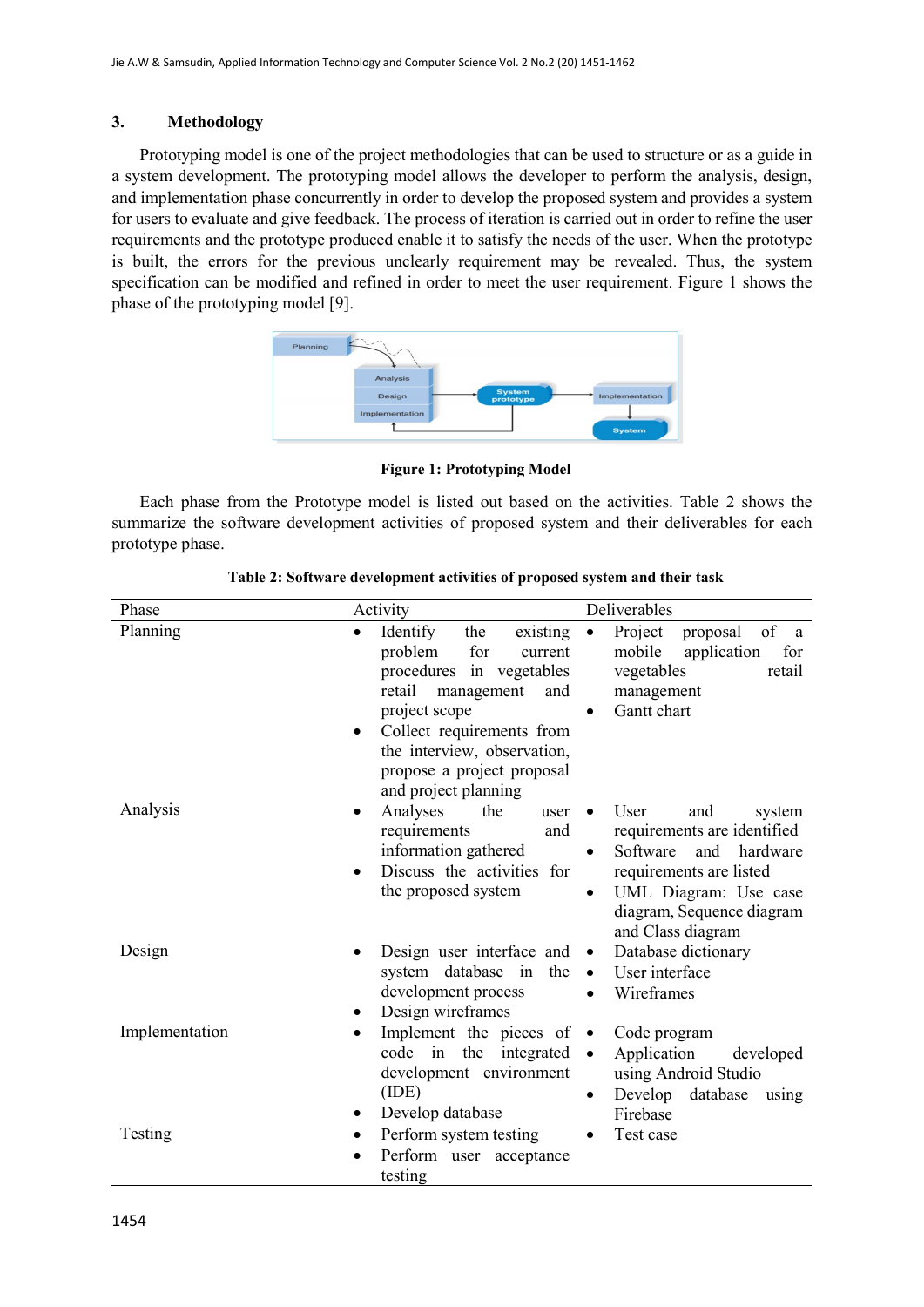## 3. Methodology

Prototyping model is one of the project methodologies that can be used to structure or as a guide in a system development. The prototyping model allows the developer to perform the analysis, design, and implementation phase concurrently in order to develop the proposed system and provides a system for users to evaluate and give feedback. The process of iteration is carried out in order to refine the user requirements and the prototype produced enable it to satisfy the needs of the user. When the prototype is built, the errors for the previous unclearly requirement may be revealed. Thus, the system specification can be modified and refined in order to meet the user requirement. Figure 1 shows the phase of the prototyping model [9].

**Figure 1: Prototyping Model**

Each phase from the Prototype model is listed out based on the activities. Table 2 shows the summarize the software development activities of proposed system and their deliverables for each prototype phase.

**Table 2: Software development activities of proposed system and their task**

| Phase | Activity | Deliverables |
|---|---|---|
| Planning | • Identify the existing problem for current procedures in vegetables retail management and project scope<br>• Collect requirements from the interview, observation, propose a project proposal and project planning | • Project proposal of a mobile application for vegetables retail management<br>• Gantt chart |
| Analysis | • Analyses the user requirements and information gathered<br>• Discuss the activities for the proposed system | • User and system requirements are identified<br>• Software and hardware requirements are listed<br>• UML Diagram: Use case diagram, Sequence diagram and Class diagram |
| Design | • Design user interface and system database in the development process<br>• Design wireframes | • Database dictionary<br>• User interface<br>• Wireframes |
| Implementation | • Implement the pieces of code in the integrated development environment (IDE)<br>• Develop database | • Code program<br>• Application developed using Android Studio<br>• Develop database using Firebase |
| Testing | • Perform system testing<br>• Perform user acceptance testing | • Test case |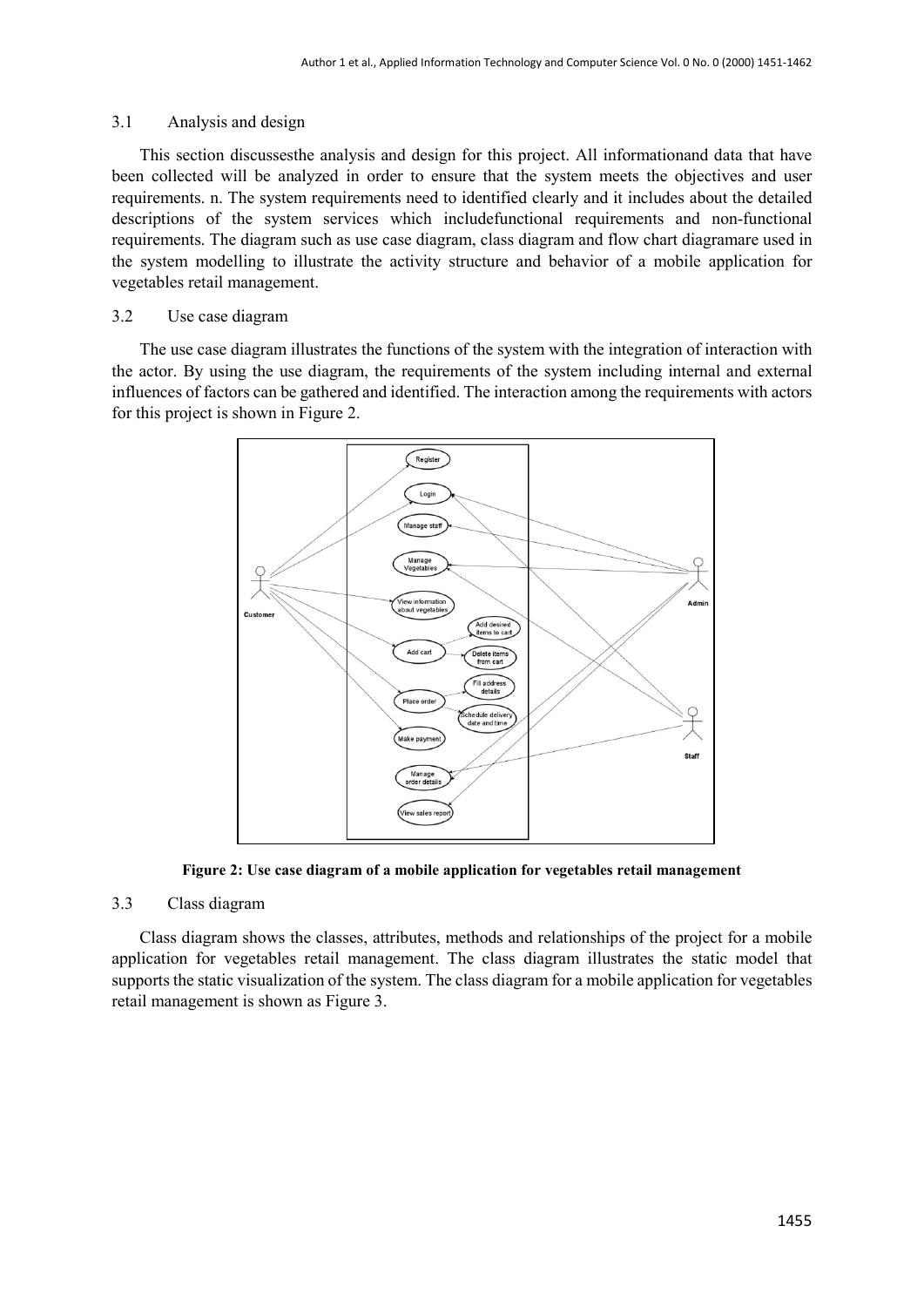## 3.1 Analysis and design

This section discussesthe analysis and design for this project. All informationand data that have been collected will be analyzed in order to ensure that the system meets the objectives and user requirements. n. The system requirements need to identified clearly and it includes about the detailed descriptions of the system services which includefunctional requirements and non-functional requirements. The diagram such as use case diagram, class diagram and flow chart diagramare used in the system modelling to illustrate the activity structure and behavior of a mobile application for vegetables retail management.

## 3.2 Use case diagram

The use case diagram illustrates the functions of the system with the integration of interaction with the actor. By using the use diagram, the requirements of the system including internal and external influences of factors can be gathered and identified. The interaction among the requirements with actors for this project is shown in Figure 2.

**Figure 2: Use case diagram of a mobile application for vegetables retail management**

## 3.3 Class diagram

Class diagram shows the classes, attributes, methods and relationships of the project for a mobile application for vegetables retail management. The class diagram illustrates the static model that supports the static visualization of the system. The class diagram for a mobile application for vegetables retail management is shown as Figure 3.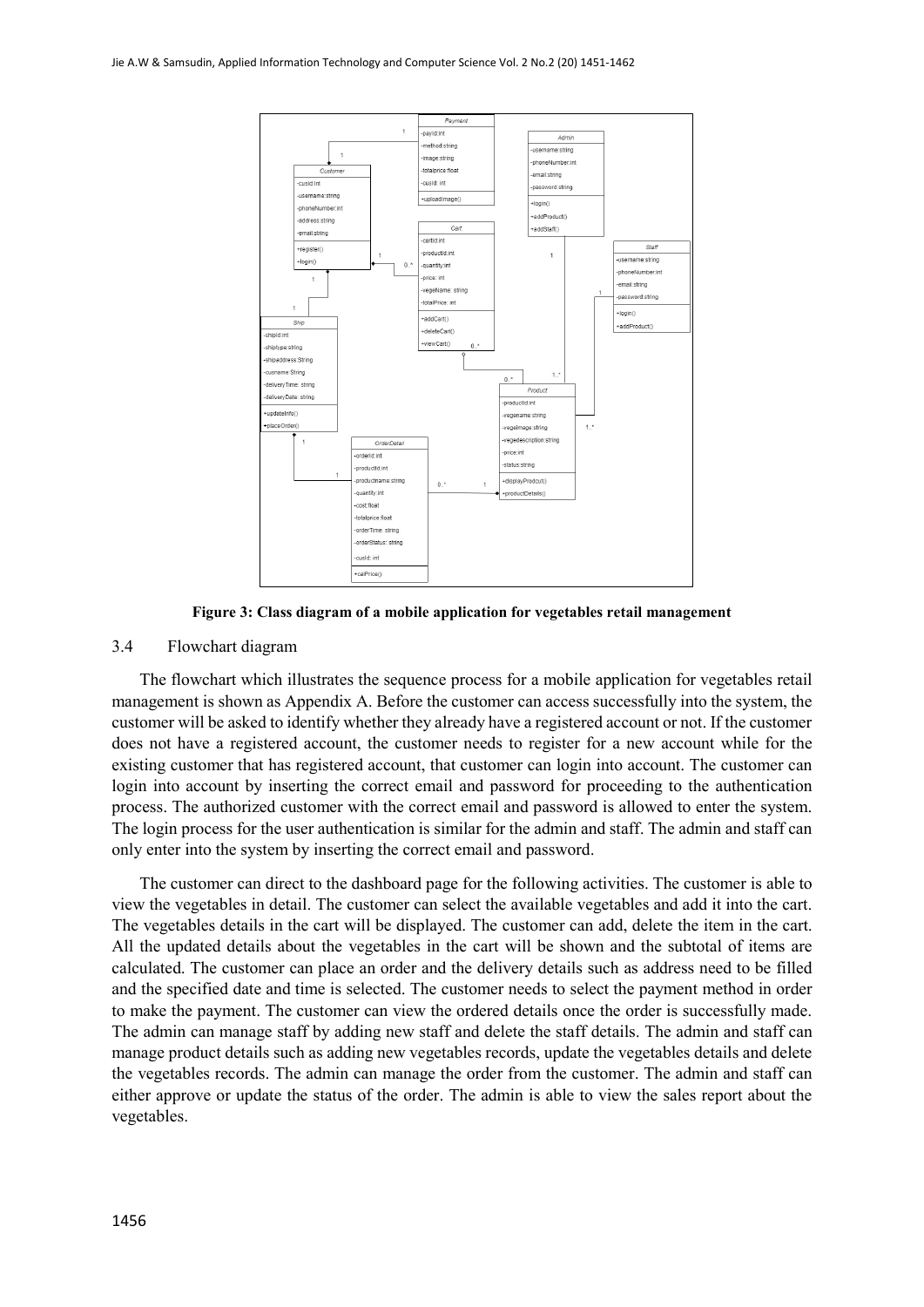Figure 3: Class diagram of a mobile application for vegetables retail management

### 3.4 Flowchart diagram

The flowchart which illustrates the sequence process for a mobile application for vegetables retail management is shown as Appendix A. Before the customer can access successfully into the system, the customer will be asked to identify whether they already have a registered account or not. If the customer does not have a registered account, the customer needs to register for a new account while for the existing customer that has registered account, that customer can login into account. The customer can login into account by inserting the correct email and password for proceeding to the authentication process. The authorized customer with the correct email and password is allowed to enter the system. The login process for the user authentication is similar for the admin and staff. The admin and staff can only enter into the system by inserting the correct email and password.

The customer can direct to the dashboard page for the following activities. The customer is able to view the vegetables in detail. The customer can select the available vegetables and add it into the cart. The vegetables details in the cart will be displayed. The customer can add, delete the item in the cart. All the updated details about the vegetables in the cart will be shown and the subtotal of items are calculated. The customer can place an order and the delivery details such as address need to be filled and the specified date and time is selected. The customer needs to select the payment method in order to make the payment. The customer can view the ordered details once the order is successfully made. The admin can manage staff by adding new staff and delete the staff details. The admin and staff can manage product details such as adding new vegetables records, update the vegetables details and delete the vegetables records. The admin can manage the order from the customer. The admin and staff can either approve or update the status of the order. The admin is able to view the sales report about the vegetables.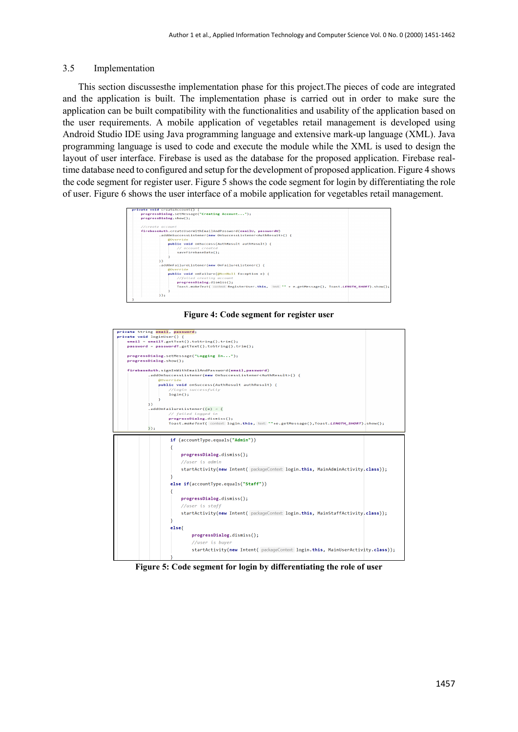### 3.5 Implementation

This section discussesthe implementation phase for this project.The pieces of code are integrated and the application is built. The implementation phase is carried out in order to make sure the application can be built compatibility with the functionalities and usability of the application based on the user requirements. A mobile application of vegetables retail management is developed using Android Studio IDE using Java programming language and extensive mark-up language (XML). Java programming language is used to code and execute the module while the XML is used to design the layout of user interface. Firebase is used as the database for the proposed application. Firebase real-time database need to configured and setup for the development of proposed application. Figure 4 shows the code segment for register user. Figure 5 shows the code segment for login by differentiating the role of user. Figure 6 shows the user interface of a mobile application for vegetables retail management.

```java
private void createAccount() {
    progressDialog.setMessage("Creating Account...");
    progressDialog.show();

    //create account
    firebaseAuth.createUserWithEmailAndPassword(emailU, passwordU)
            .addOnSuccessListener(new OnSuccessListener<AuthResult>() {
                @Override
                public void onSuccess(AuthResult authResult) {
                    // account created
                    saveFirebaseData();
                }
            })
            .addOnFailureListener(new OnFailureListener() {
                @Override
                public void onFailure(@NonNull Exception e) {
                    //failed creating account
                    progressDialog.dismiss();
                    Toast.makeText( context: RegisterUser.this,  text: "" + e.getMessage(), Toast.LENGTH_SHORT).show();
                }
            });
}
```

**Figure 4: Code segment for register user**

```java
private String email, password;
private void loginUser() {
    email = emailT.getText().toString().trim();
    password = passwordT.getText().toString().trim();

    progressDialog.setMessage("Logging In...");
    progressDialog.show();

    firebaseAuth.signInWithEmailAndPassword(email,password)
            .addOnSuccessListener(new OnSuccessListener<AuthResult>() {
                @Override
                public void onSuccess(AuthResult authResult) {
                    //login successfully
                    login();
                }
            })
            .addOnFailureListener((e) -> {
                    // failed logged in
                    progressDialog.dismiss();
                    Toast.makeText( context: login.this,  text: ""+e.getMessage(),Toast.LENGTH_SHORT).show();
            });
```

```java
if (accountType.equals("Admin"))
{
    progressDialog.dismiss();
    //user is admin
    startActivity(new Intent( packageContext: login.this, MainAdminActivity.class));
}
else if(accountType.equals("Staff"))
{
    progressDialog.dismiss();
    //user is staff
    startActivity(new Intent( packageContext: login.this, MainStaffActivity.class));
}
else{
        progressDialog.dismiss();
        //user is buyer
        startActivity(new Intent( packageContext: login.this, MainUserActivity.class));
}
```

**Figure 5: Code segment for login by differentiating the role of user**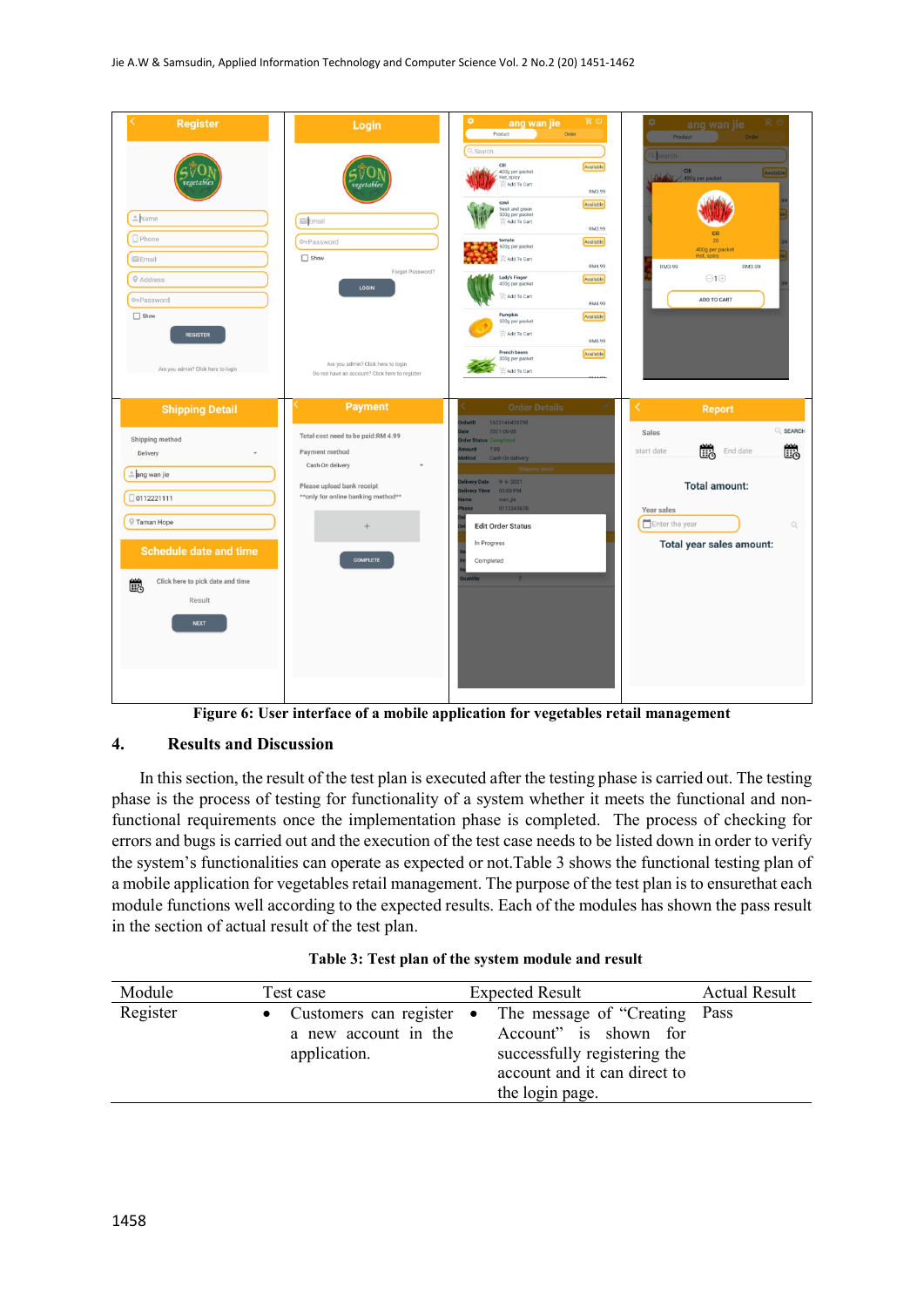**Figure 6: User interface of a mobile application for vegetables retail management**

## 4. Results and Discussion

In this section, the result of the test plan is executed after the testing phase is carried out. The testing phase is the process of testing for functionality of a system whether it meets the functional and non-functional requirements once the implementation phase is completed. The process of checking for errors and bugs is carried out and the execution of the test case needs to be listed down in order to verify the system's functionalities can operate as expected or not.Table 3 shows the functional testing plan of a mobile application for vegetables retail management. The purpose of the test plan is to ensurethat each module functions well according to the expected results. Each of the modules has shown the pass result in the section of actual result of the test plan.

**Table 3: Test plan of the system module and result**

| Module | Test case | Expected Result | Actual Result |
|---|---|---|---|
| Register | • Customers can register a new account in the application. | • The message of "Creating Account" is shown for successfully registering the account and it can direct to the login page. | Pass |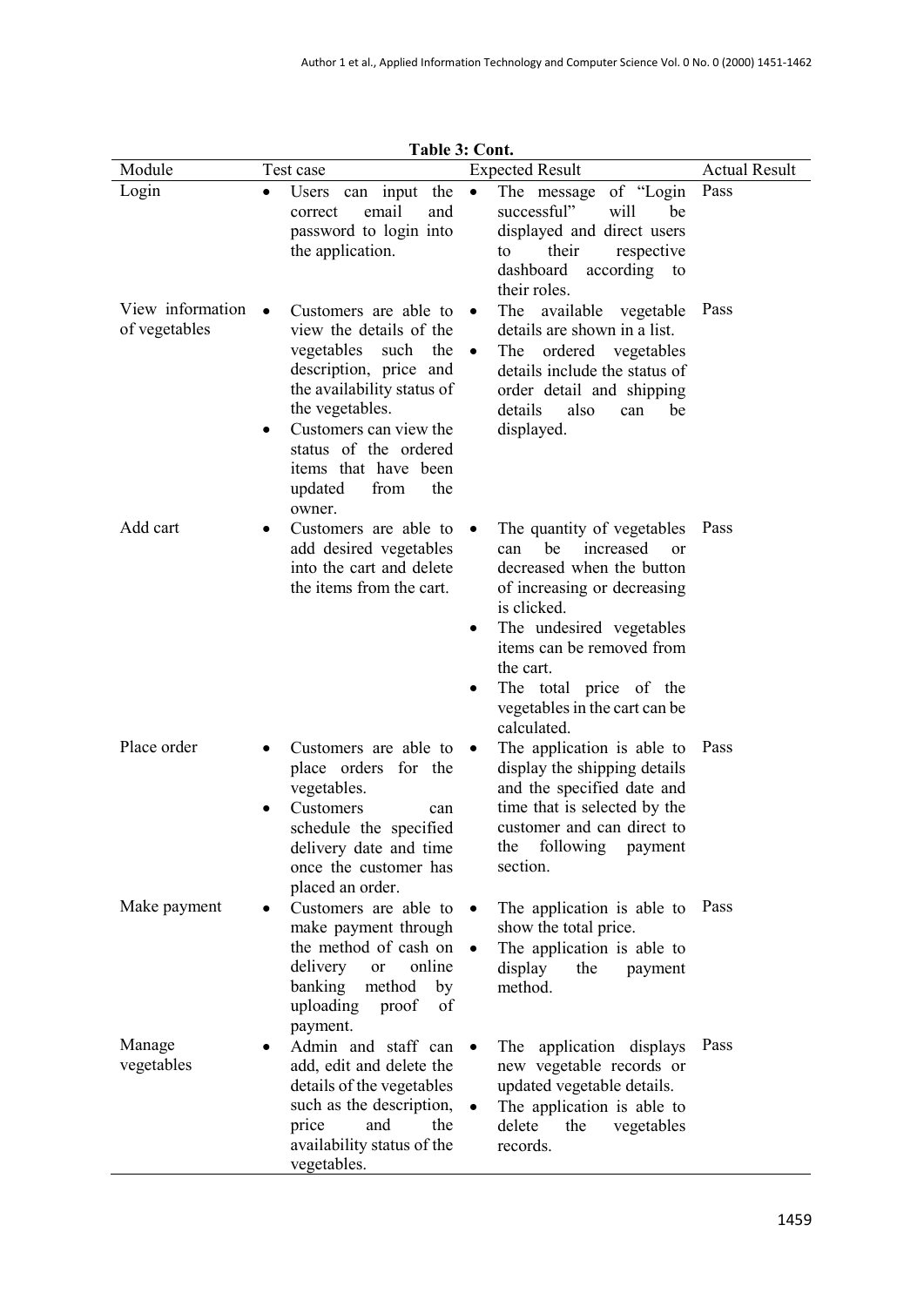**Table 3: Cont.**

| Module | Test case | Expected Result | Actual Result |
|---|---|---|---|
| Login | • Users can input the correct email and password to login into the application. | • The message of "Login successful" will be displayed and direct users to their respective dashboard according to their roles. | Pass |
| View information of vegetables | • Customers are able to view the details of the vegetables such the description, price and the availability status of the vegetables.<br>• Customers can view the status of the ordered items that have been updated from the owner. | • The available vegetable details are shown in a list.<br>• The ordered vegetables details include the status of order detail and shipping details also can be displayed. | Pass |
| Add cart | • Customers are able to add desired vegetables into the cart and delete the items from the cart. | • The quantity of vegetables can be increased or decreased when the button of increasing or decreasing is clicked.<br>• The undesired vegetables items can be removed from the cart.<br>• The total price of the vegetables in the cart can be calculated. | Pass |
| Place order | • Customers are able to place orders for the vegetables.<br>• Customers can schedule the specified delivery date and time once the customer has placed an order. | • The application is able to display the shipping details and the specified date and time that is selected by the customer and can direct to the following payment section. | Pass |
| Make payment | • Customers are able to make payment through the method of cash on delivery or online banking method by uploading proof of payment. | • The application is able to show the total price.<br>• The application is able to display the payment method. | Pass |
| Manage vegetables | • Admin and staff can add, edit and delete the details of the vegetables such as the description, price and the availability status of the vegetables. | • The application displays new vegetable records or updated vegetable details.<br>• The application is able to delete the vegetables records. | Pass |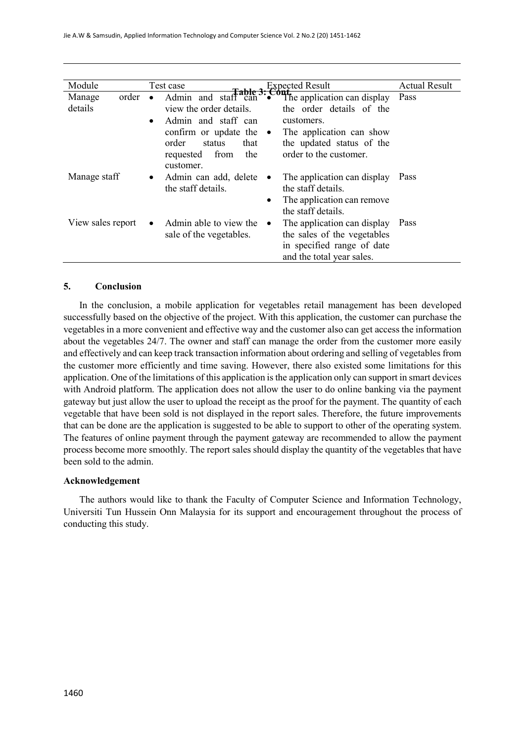**Table 3: Cont.**

| Module | Test case | Expected Result | Actual Result |
|---|---|---|---|
| Manage order details | • Admin and staff can view the order details. • Admin and staff can confirm or update the order status that requested from the customer. | • The application can display the order details of the customers. • The application can show the updated status of the order to the customer. | Pass |
| Manage staff | • Admin can add, delete the staff details. | • The application can display the staff details. • The application can remove the staff details. | Pass |
| View sales report | • Admin able to view the sale of the vegetables. | • The application can display the sales of the vegetables in specified range of date and the total year sales. | Pass |

## 5. Conclusion

In the conclusion, a mobile application for vegetables retail management has been developed successfully based on the objective of the project. With this application, the customer can purchase the vegetables in a more convenient and effective way and the customer also can get access the information about the vegetables 24/7. The owner and staff can manage the order from the customer more easily and effectively and can keep track transaction information about ordering and selling of vegetables from the customer more efficiently and time saving. However, there also existed some limitations for this application. One of the limitations of this application is the application only can support in smart devices with Android platform. The application does not allow the user to do online banking via the payment gateway but just allow the user to upload the receipt as the proof for the payment. The quantity of each vegetable that have been sold is not displayed in the report sales. Therefore, the future improvements that can be done are the application is suggested to be able to support to other of the operating system. The features of online payment through the payment gateway are recommended to allow the payment process become more smoothly. The report sales should display the quantity of the vegetables that have been sold to the admin.

### Acknowledgement

The authors would like to thank the Faculty of Computer Science and Information Technology, Universiti Tun Hussein Onn Malaysia for its support and encouragement throughout the process of conducting this study.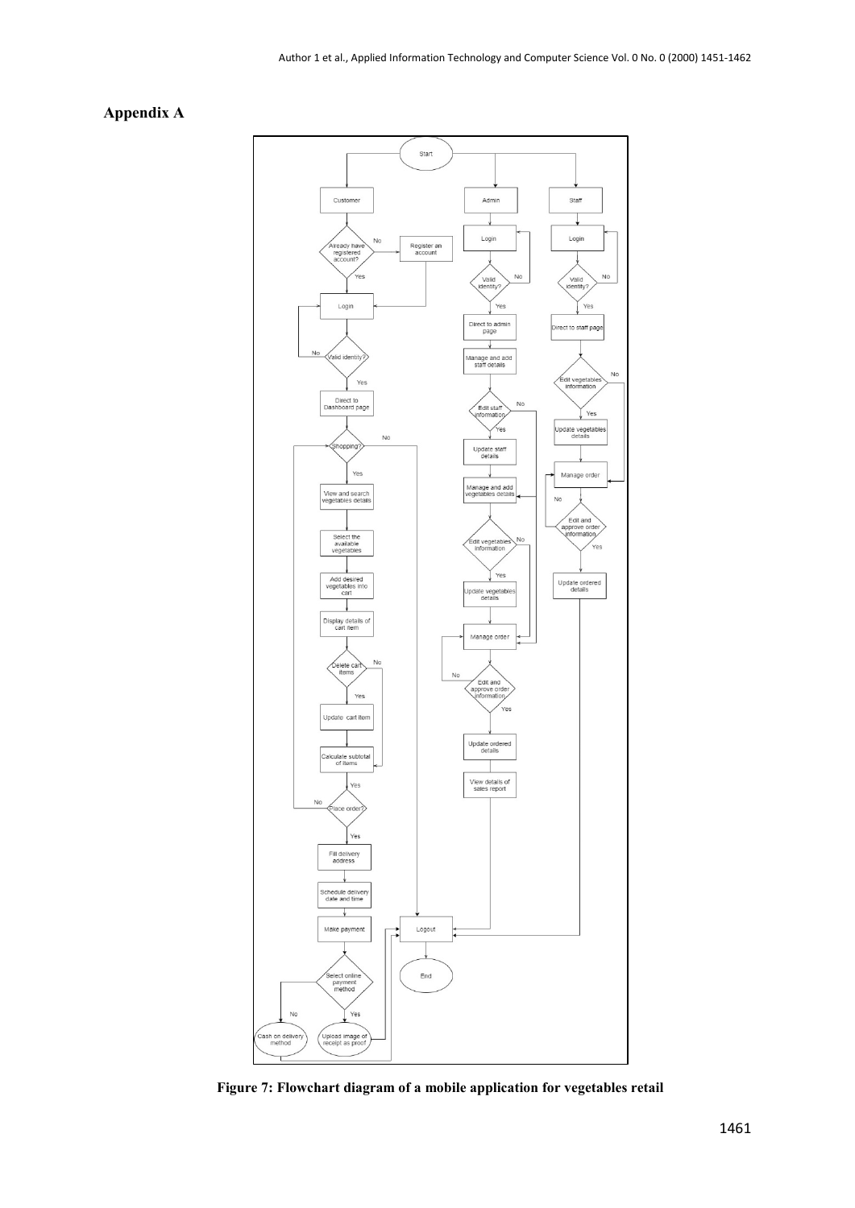## Appendix A

**Figure 7: Flowchart diagram of a mobile application for vegetables retail**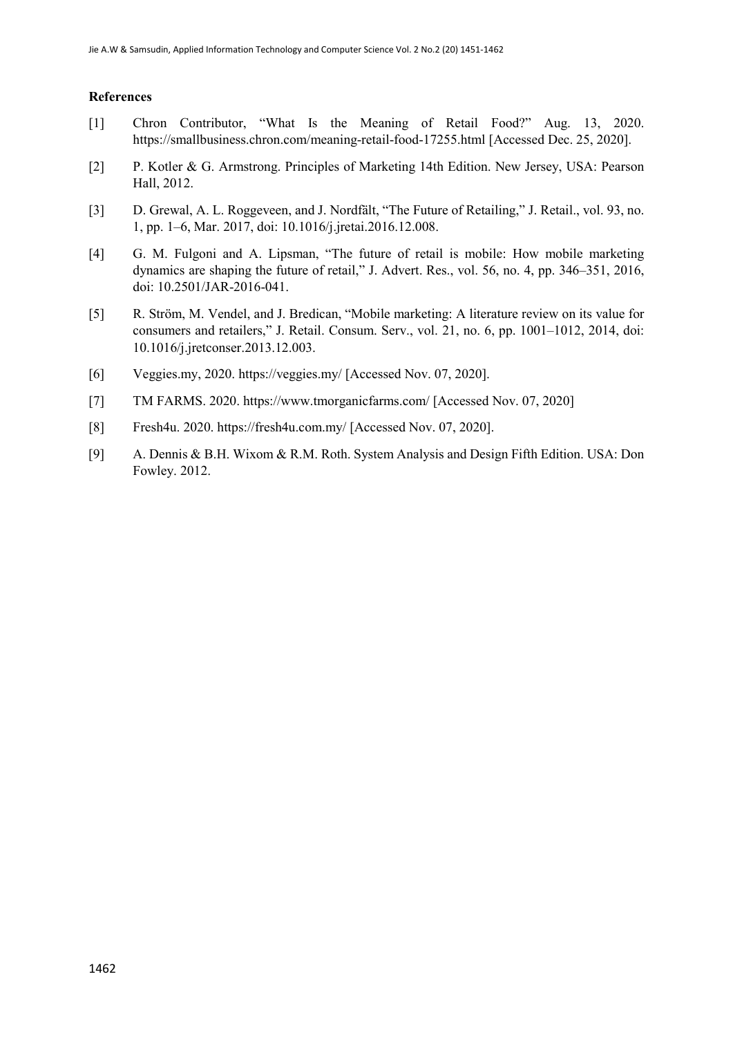**References**

[1] Chron Contributor, "What Is the Meaning of Retail Food?" Aug. 13, 2020. https://smallbusiness.chron.com/meaning-retail-food-17255.html [Accessed Dec. 25, 2020].

[2] P. Kotler & G. Armstrong. Principles of Marketing 14th Edition. New Jersey, USA: Pearson Hall, 2012.

[3] D. Grewal, A. L. Roggeveen, and J. Nordfält, "The Future of Retailing," J. Retail., vol. 93, no. 1, pp. 1–6, Mar. 2017, doi: 10.1016/j.jretai.2016.12.008.

[4] G. M. Fulgoni and A. Lipsman, "The future of retail is mobile: How mobile marketing dynamics are shaping the future of retail," J. Advert. Res., vol. 56, no. 4, pp. 346–351, 2016, doi: 10.2501/JAR-2016-041.

[5] R. Ström, M. Vendel, and J. Bredican, "Mobile marketing: A literature review on its value for consumers and retailers," J. Retail. Consum. Serv., vol. 21, no. 6, pp. 1001–1012, 2014, doi: 10.1016/j.jretconser.2013.12.003.

[6] Veggies.my, 2020. https://veggies.my/ [Accessed Nov. 07, 2020].

[7] TM FARMS. 2020. https://www.tmorganicfarms.com/ [Accessed Nov. 07, 2020]

[8] Fresh4u. 2020. https://fresh4u.com.my/ [Accessed Nov. 07, 2020].

[9] A. Dennis & B.H. Wixom & R.M. Roth. System Analysis and Design Fifth Edition. USA: Don Fowley. 2012.